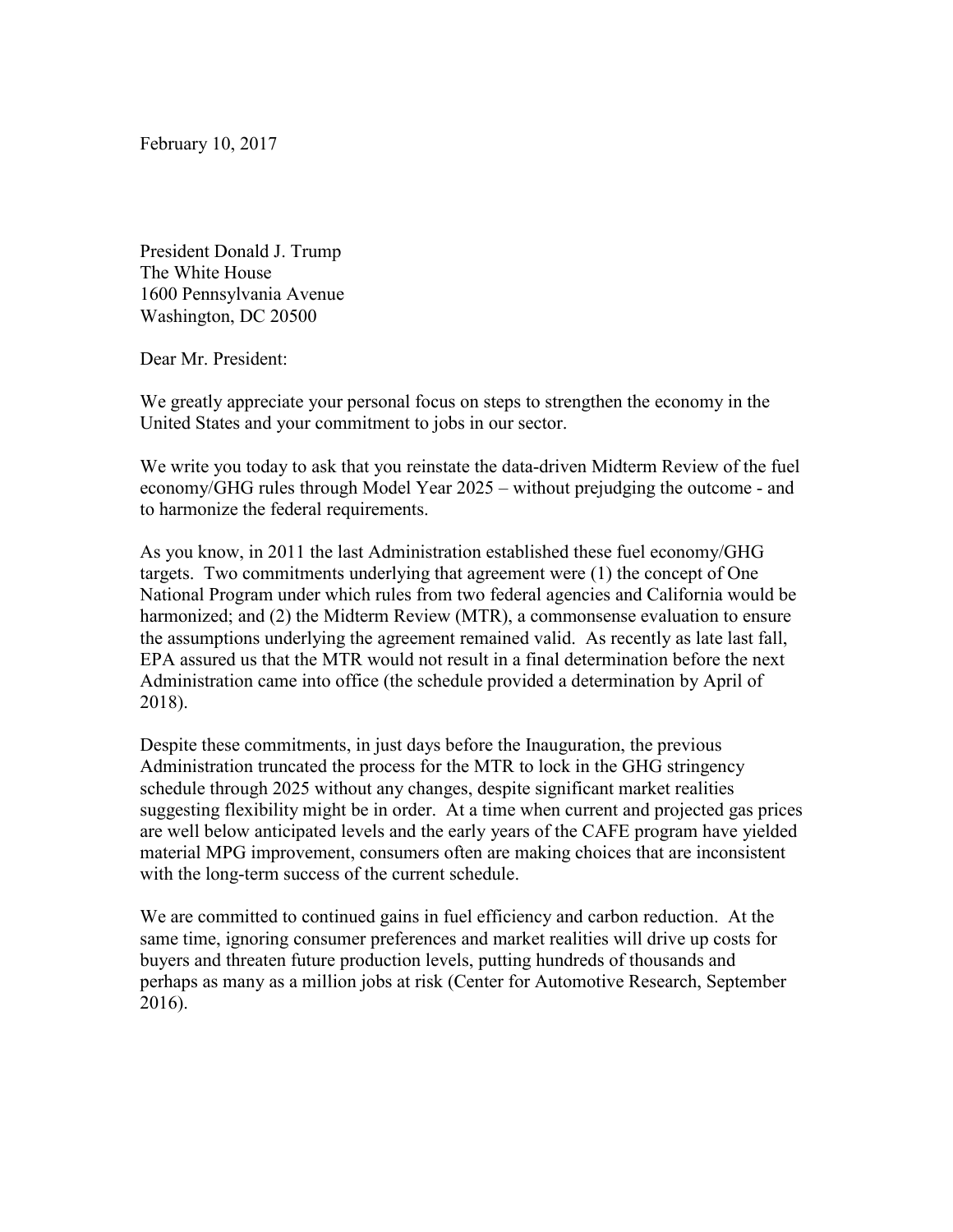February 10, 2017

President Donald J. Trump
The White House
1600 Pennsylvania Avenue
Washington, DC 20500

Dear Mr. President:

We greatly appreciate your personal focus on steps to strengthen the economy in the United States and your commitment to jobs in our sector.

We write you today to ask that you reinstate the data-driven Midterm Review of the fuel economy/GHG rules through Model Year 2025 – without prejudging the outcome - and to harmonize the federal requirements.

As you know, in 2011 the last Administration established these fuel economy/GHG targets. Two commitments underlying that agreement were (1) the concept of One National Program under which rules from two federal agencies and California would be harmonized; and (2) the Midterm Review (MTR), a commonsense evaluation to ensure the assumptions underlying the agreement remained valid. As recently as late last fall, EPA assured us that the MTR would not result in a final determination before the next Administration came into office (the schedule provided a determination by April of 2018).

Despite these commitments, in just days before the Inauguration, the previous Administration truncated the process for the MTR to lock in the GHG stringency schedule through 2025 without any changes, despite significant market realities suggesting flexibility might be in order. At a time when current and projected gas prices are well below anticipated levels and the early years of the CAFE program have yielded material MPG improvement, consumers often are making choices that are inconsistent with the long-term success of the current schedule.

We are committed to continued gains in fuel efficiency and carbon reduction. At the same time, ignoring consumer preferences and market realities will drive up costs for buyers and threaten future production levels, putting hundreds of thousands and perhaps as many as a million jobs at risk (Center for Automotive Research, September 2016).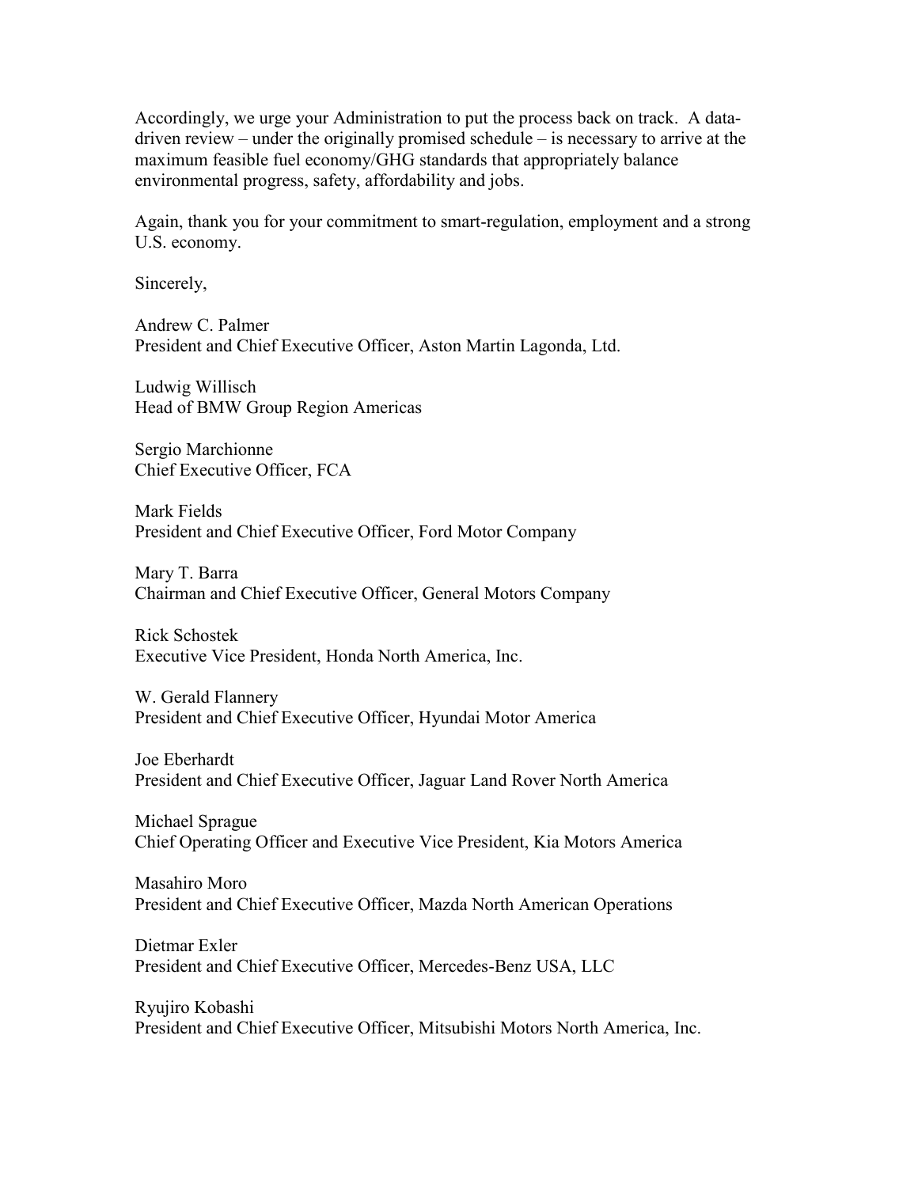Accordingly, we urge your Administration to put the process back on track. A data-driven review – under the originally promised schedule – is necessary to arrive at the maximum feasible fuel economy/GHG standards that appropriately balance environmental progress, safety, affordability and jobs.

Again, thank you for your commitment to smart-regulation, employment and a strong U.S. economy.

Sincerely,

Andrew C. Palmer  
President and Chief Executive Officer, Aston Martin Lagonda, Ltd.

Ludwig Willisch  
Head of BMW Group Region Americas

Sergio Marchionne  
Chief Executive Officer, FCA

Mark Fields  
President and Chief Executive Officer, Ford Motor Company

Mary T. Barra  
Chairman and Chief Executive Officer, General Motors Company

Rick Schostek  
Executive Vice President, Honda North America, Inc.

W. Gerald Flannery  
President and Chief Executive Officer, Hyundai Motor America

Joe Eberhardt  
President and Chief Executive Officer, Jaguar Land Rover North America

Michael Sprague  
Chief Operating Officer and Executive Vice President, Kia Motors America

Masahiro Moro  
President and Chief Executive Officer, Mazda North American Operations

Dietmar Exler  
President and Chief Executive Officer, Mercedes-Benz USA, LLC

Ryujiro Kobashi  
President and Chief Executive Officer, Mitsubishi Motors North America, Inc.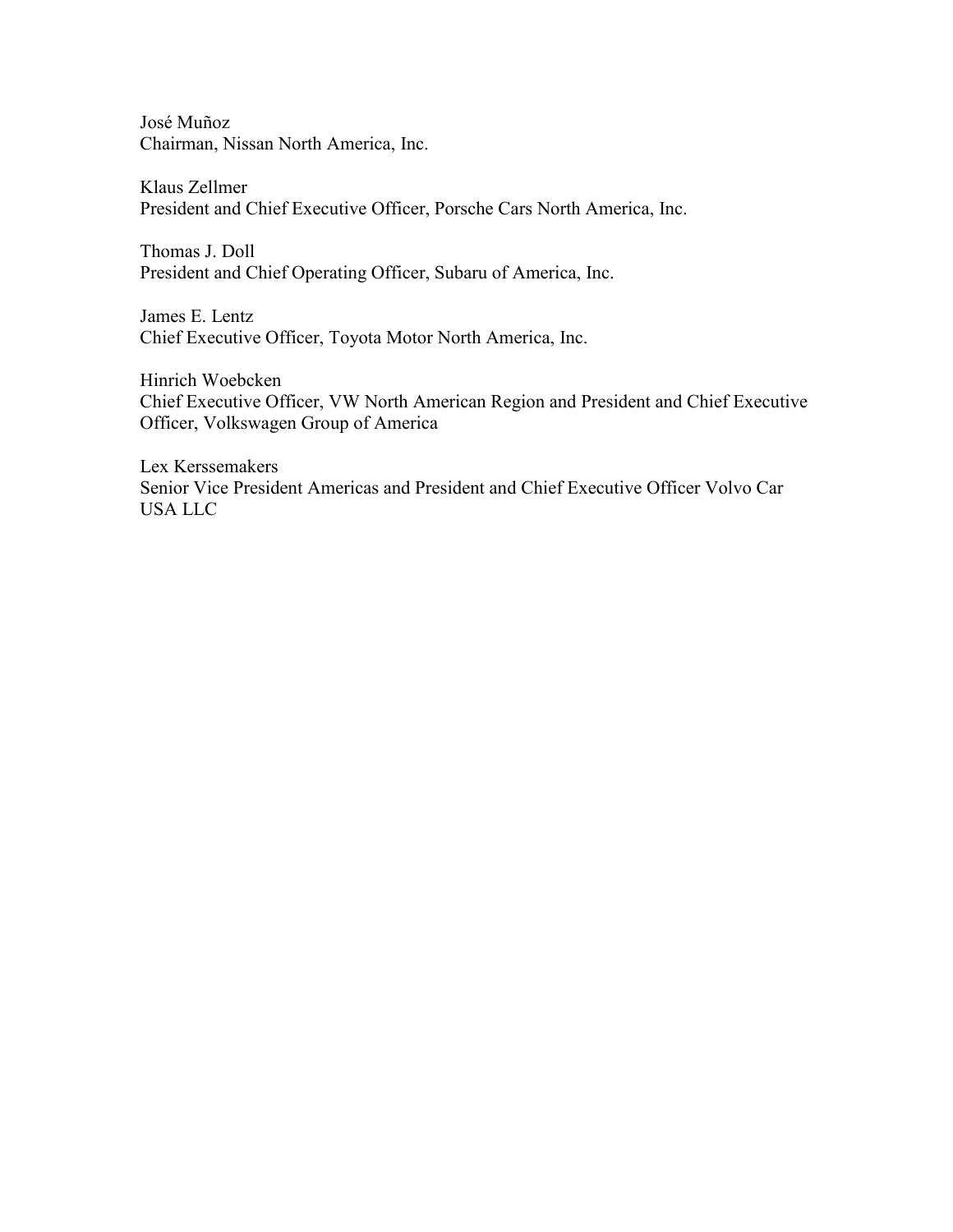José Muñoz
Chairman, Nissan North America, Inc.

Klaus Zellmer
President and Chief Executive Officer, Porsche Cars North America, Inc.

Thomas J. Doll
President and Chief Operating Officer, Subaru of America, Inc.

James E. Lentz
Chief Executive Officer, Toyota Motor North America, Inc.

Hinrich Woebcken
Chief Executive Officer, VW North American Region and President and Chief Executive Officer, Volkswagen Group of America

Lex Kerssemakers
Senior Vice President Americas and President and Chief Executive Officer Volvo Car USA LLC